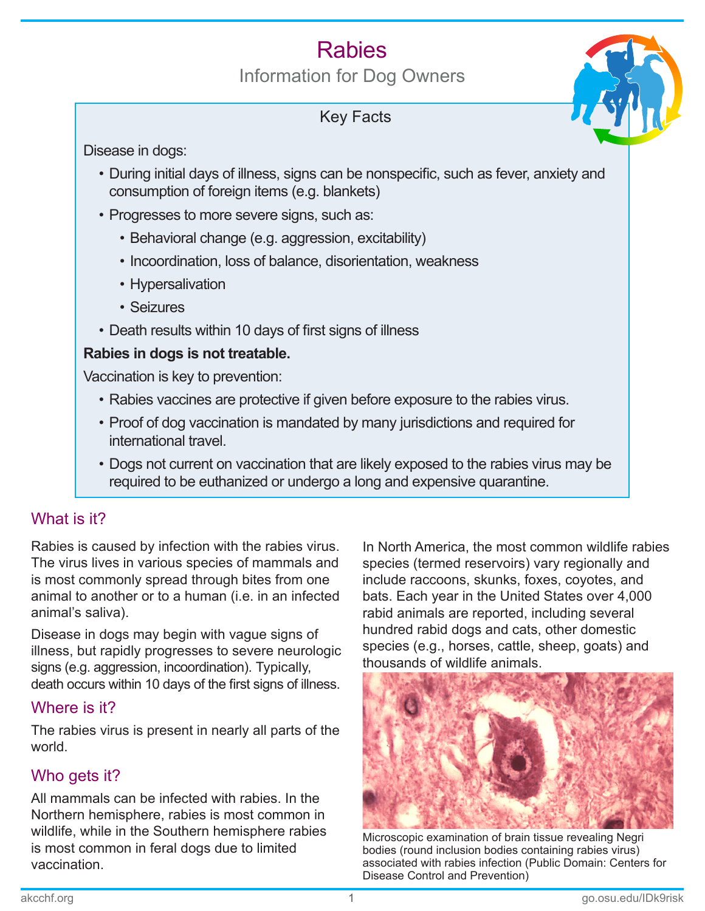# Rabies

## Information for Dog Owners

### Key Facts

Disease in dogs:

- During initial days of illness, signs can be nonspecific, such as fever, anxiety and consumption of foreign items (e.g. blankets)
- Progresses to more severe signs, such as:
  - Behavioral change (e.g. aggression, excitability)
  - Incoordination, loss of balance, disorientation, weakness
  - Hypersalivation
  - Seizures
- Death results within 10 days of first signs of illness

**Rabies in dogs is not treatable.**

Vaccination is key to prevention:

- Rabies vaccines are protective if given before exposure to the rabies virus.
- Proof of dog vaccination is mandated by many jurisdictions and required for international travel.
- Dogs not current on vaccination that are likely exposed to the rabies virus may be required to be euthanized or undergo a long and expensive quarantine.

## What is it?

Rabies is caused by infection with the rabies virus. The virus lives in various species of mammals and is most commonly spread through bites from one animal to another or to a human (i.e. in an infected animal's saliva).

Disease in dogs may begin with vague signs of illness, but rapidly progresses to severe neurologic signs (e.g. aggression, incoordination). Typically, death occurs within 10 days of the first signs of illness.

## Where is it?

The rabies virus is present in nearly all parts of the world.

## Who gets it?

All mammals can be infected with rabies. In the Northern hemisphere, rabies is most common in wildlife, while in the Southern hemisphere rabies is most common in feral dogs due to limited vaccination.

In North America, the most common wildlife rabies species (termed reservoirs) vary regionally and include raccoons, skunks, foxes, coyotes, and bats. Each year in the United States over 4,000 rabid animals are reported, including several hundred rabid dogs and cats, other domestic species (e.g., horses, cattle, sheep, goats) and thousands of wildlife animals.

Microscopic examination of brain tissue revealing Negri bodies (round inclusion bodies containing rabies virus) associated with rabies infection (Public Domain: Centers for Disease Control and Prevention)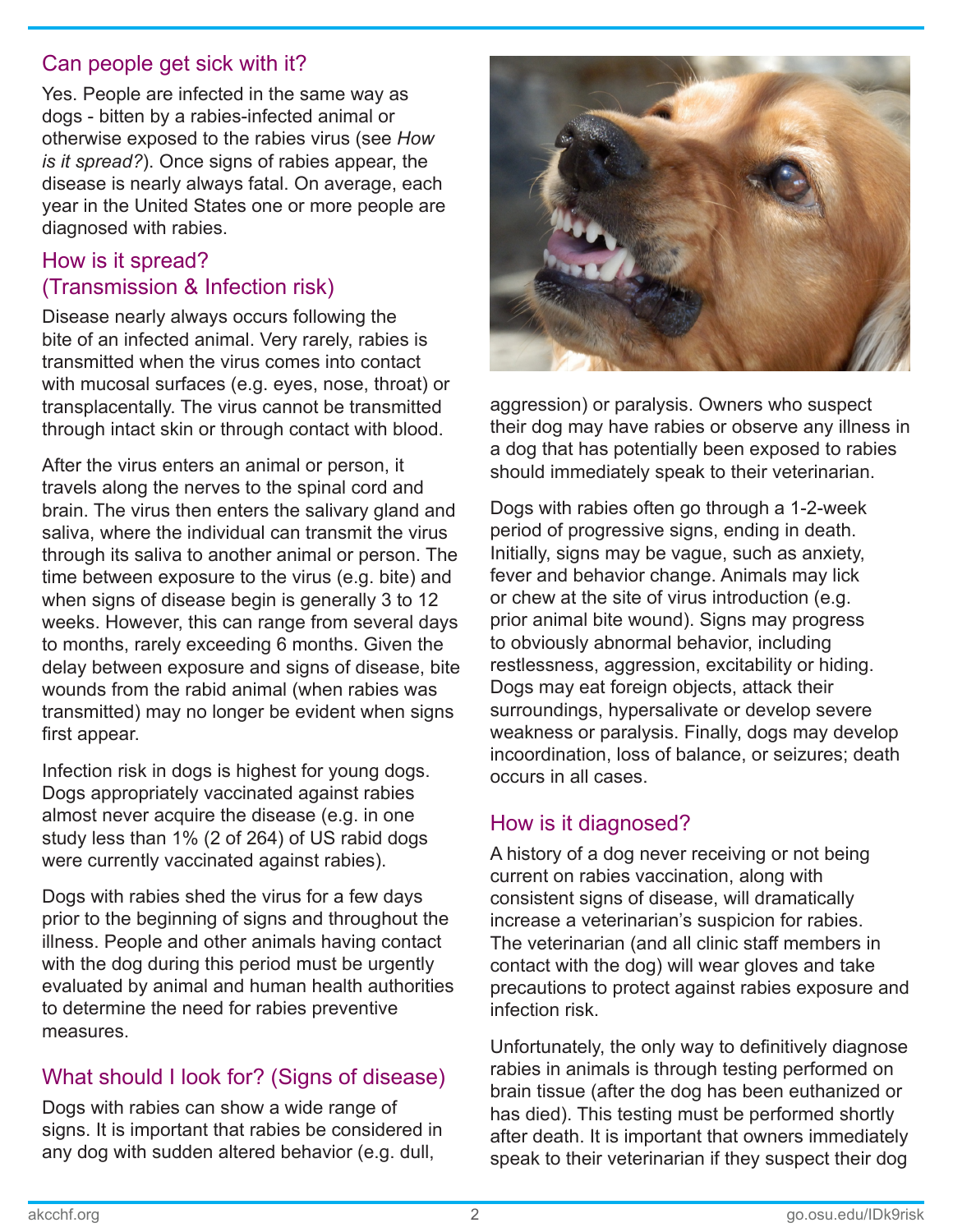## Can people get sick with it?

Yes. People are infected in the same way as dogs - bitten by a rabies-infected animal or otherwise exposed to the rabies virus (see *How is it spread?*). Once signs of rabies appear, the disease is nearly always fatal. On average, each year in the United States one or more people are diagnosed with rabies.

## How is it spread? (Transmission & Infection risk)

Disease nearly always occurs following the bite of an infected animal. Very rarely, rabies is transmitted when the virus comes into contact with mucosal surfaces (e.g. eyes, nose, throat) or transplacentally. The virus cannot be transmitted through intact skin or through contact with blood.

After the virus enters an animal or person, it travels along the nerves to the spinal cord and brain. The virus then enters the salivary gland and saliva, where the individual can transmit the virus through its saliva to another animal or person. The time between exposure to the virus (e.g. bite) and when signs of disease begin is generally 3 to 12 weeks. However, this can range from several days to months, rarely exceeding 6 months. Given the delay between exposure and signs of disease, bite wounds from the rabid animal (when rabies was transmitted) may no longer be evident when signs first appear.

Infection risk in dogs is highest for young dogs. Dogs appropriately vaccinated against rabies almost never acquire the disease (e.g. in one study less than 1% (2 of 264) of US rabid dogs were currently vaccinated against rabies).

Dogs with rabies shed the virus for a few days prior to the beginning of signs and throughout the illness. People and other animals having contact with the dog during this period must be urgently evaluated by animal and human health authorities to determine the need for rabies preventive measures.

## What should I look for? (Signs of disease)

Dogs with rabies can show a wide range of signs. It is important that rabies be considered in any dog with sudden altered behavior (e.g. dull, aggression) or paralysis. Owners who suspect their dog may have rabies or observe any illness in a dog that has potentially been exposed to rabies should immediately speak to their veterinarian.

Dogs with rabies often go through a 1-2-week period of progressive signs, ending in death. Initially, signs may be vague, such as anxiety, fever and behavior change. Animals may lick or chew at the site of virus introduction (e.g. prior animal bite wound). Signs may progress to obviously abnormal behavior, including restlessness, aggression, excitability or hiding. Dogs may eat foreign objects, attack their surroundings, hypersalivate or develop severe weakness or paralysis. Finally, dogs may develop incoordination, loss of balance, or seizures; death occurs in all cases.

## How is it diagnosed?

A history of a dog never receiving or not being current on rabies vaccination, along with consistent signs of disease, will dramatically increase a veterinarian's suspicion for rabies. The veterinarian (and all clinic staff members in contact with the dog) will wear gloves and take precautions to protect against rabies exposure and infection risk.

Unfortunately, the only way to definitively diagnose rabies in animals is through testing performed on brain tissue (after the dog has been euthanized or has died). This testing must be performed shortly after death. It is important that owners immediately speak to their veterinarian if they suspect their dog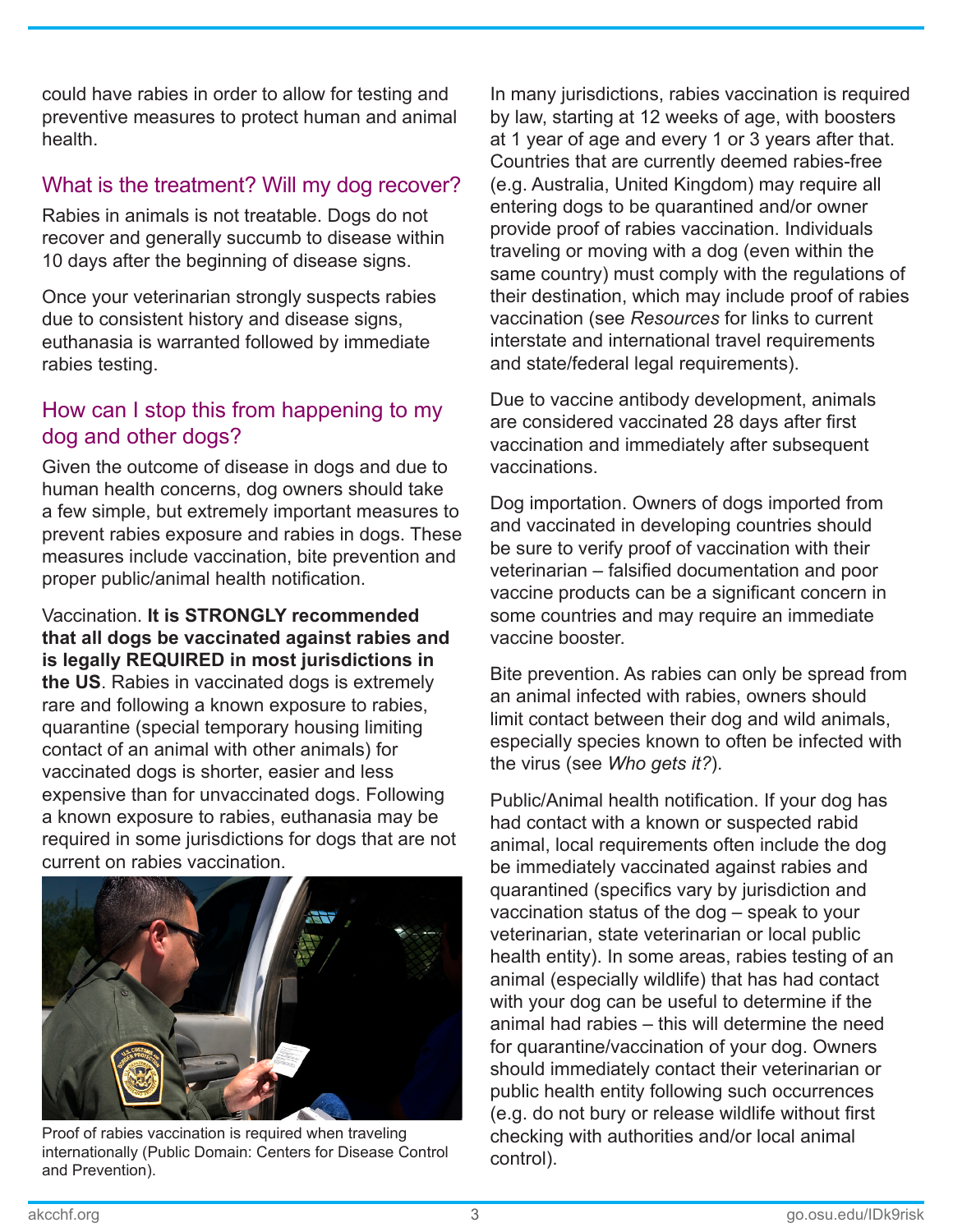could have rabies in order to allow for testing and preventive measures to protect human and animal health.

## What is the treatment? Will my dog recover?

Rabies in animals is not treatable. Dogs do not recover and generally succumb to disease within 10 days after the beginning of disease signs.

Once your veterinarian strongly suspects rabies due to consistent history and disease signs, euthanasia is warranted followed by immediate rabies testing.

## How can I stop this from happening to my dog and other dogs?

Given the outcome of disease in dogs and due to human health concerns, dog owners should take a few simple, but extremely important measures to prevent rabies exposure and rabies in dogs. These measures include vaccination, bite prevention and proper public/animal health notification.

Vaccination. **It is STRONGLY recommended that all dogs be vaccinated against rabies and is legally REQUIRED in most jurisdictions in the US**. Rabies in vaccinated dogs is extremely rare and following a known exposure to rabies, quarantine (special temporary housing limiting contact of an animal with other animals) for vaccinated dogs is shorter, easier and less expensive than for unvaccinated dogs. Following a known exposure to rabies, euthanasia may be required in some jurisdictions for dogs that are not current on rabies vaccination.

Proof of rabies vaccination is required when traveling internationally (Public Domain: Centers for Disease Control and Prevention).

In many jurisdictions, rabies vaccination is required by law, starting at 12 weeks of age, with boosters at 1 year of age and every 1 or 3 years after that. Countries that are currently deemed rabies-free (e.g. Australia, United Kingdom) may require all entering dogs to be quarantined and/or owner provide proof of rabies vaccination. Individuals traveling or moving with a dog (even within the same country) must comply with the regulations of their destination, which may include proof of rabies vaccination (see *Resources* for links to current interstate and international travel requirements and state/federal legal requirements).

Due to vaccine antibody development, animals are considered vaccinated 28 days after first vaccination and immediately after subsequent vaccinations.

Dog importation. Owners of dogs imported from and vaccinated in developing countries should be sure to verify proof of vaccination with their veterinarian – falsified documentation and poor vaccine products can be a significant concern in some countries and may require an immediate vaccine booster.

Bite prevention. As rabies can only be spread from an animal infected with rabies, owners should limit contact between their dog and wild animals, especially species known to often be infected with the virus (see *Who gets it?*).

Public/Animal health notification. If your dog has had contact with a known or suspected rabid animal, local requirements often include the dog be immediately vaccinated against rabies and quarantined (specifics vary by jurisdiction and vaccination status of the dog – speak to your veterinarian, state veterinarian or local public health entity). In some areas, rabies testing of an animal (especially wildlife) that has had contact with your dog can be useful to determine if the animal had rabies – this will determine the need for quarantine/vaccination of your dog. Owners should immediately contact their veterinarian or public health entity following such occurrences (e.g. do not bury or release wildlife without first checking with authorities and/or local animal control).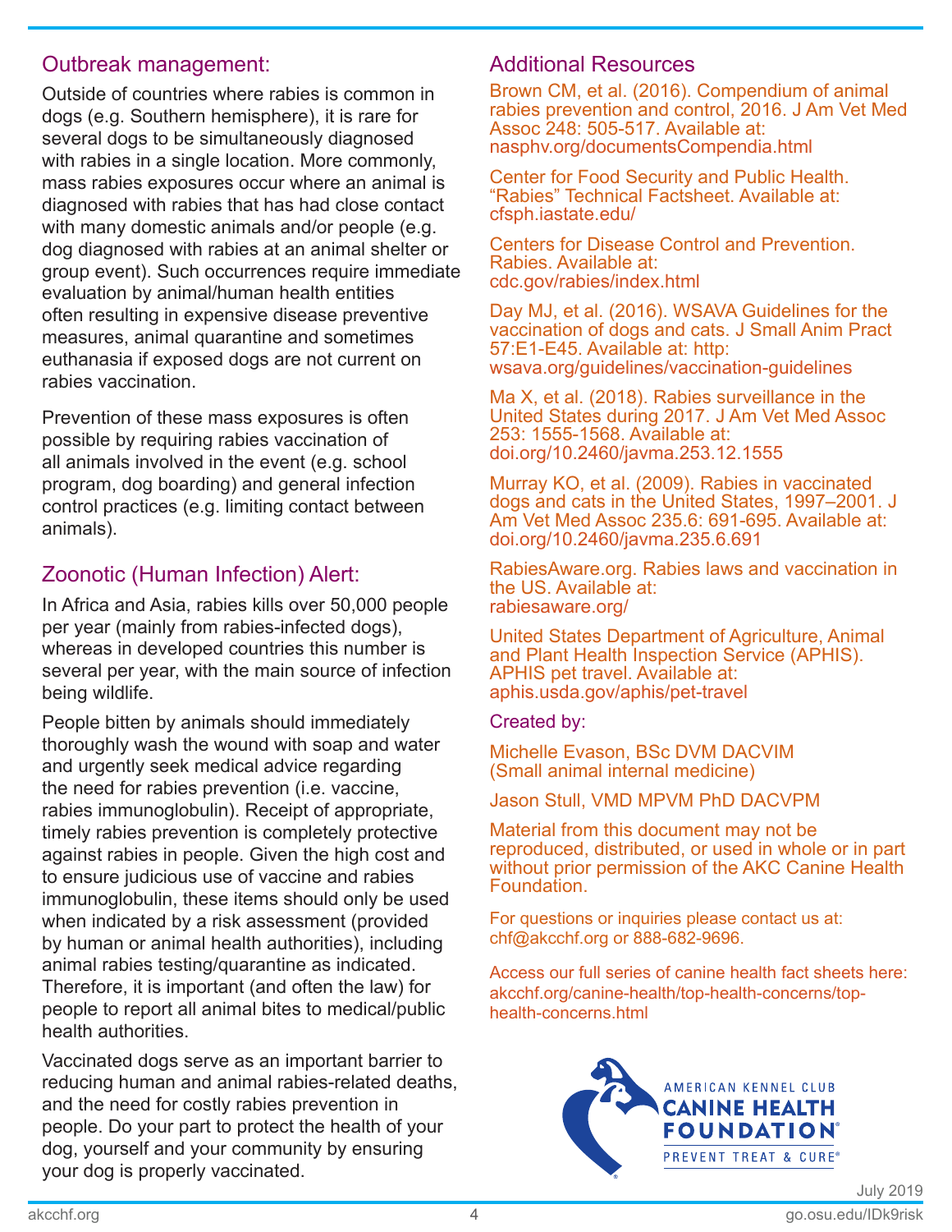## Outbreak management:

Outside of countries where rabies is common in dogs (e.g. Southern hemisphere), it is rare for several dogs to be simultaneously diagnosed with rabies in a single location. More commonly, mass rabies exposures occur where an animal is diagnosed with rabies that has had close contact with many domestic animals and/or people (e.g. dog diagnosed with rabies at an animal shelter or group event). Such occurrences require immediate evaluation by animal/human health entities often resulting in expensive disease preventive measures, animal quarantine and sometimes euthanasia if exposed dogs are not current on rabies vaccination.

Prevention of these mass exposures is often possible by requiring rabies vaccination of all animals involved in the event (e.g. school program, dog boarding) and general infection control practices (e.g. limiting contact between animals).

## Zoonotic (Human Infection) Alert:

In Africa and Asia, rabies kills over 50,000 people per year (mainly from rabies-infected dogs), whereas in developed countries this number is several per year, with the main source of infection being wildlife.

People bitten by animals should immediately thoroughly wash the wound with soap and water and urgently seek medical advice regarding the need for rabies prevention (i.e. vaccine, rabies immunoglobulin). Receipt of appropriate, timely rabies prevention is completely protective against rabies in people. Given the high cost and to ensure judicious use of vaccine and rabies immunoglobulin, these items should only be used when indicated by a risk assessment (provided by human or animal health authorities), including animal rabies testing/quarantine as indicated. Therefore, it is important (and often the law) for people to report all animal bites to medical/public health authorities.

Vaccinated dogs serve as an important barrier to reducing human and animal rabies-related deaths, and the need for costly rabies prevention in people. Do your part to protect the health of your dog, yourself and your community by ensuring your dog is properly vaccinated.

## Additional Resources

Brown CM, et al. (2016). Compendium of animal rabies prevention and control, 2016. J Am Vet Med Assoc 248: 505-517. Available at: nasphv.org/documentsCompendia.html

Center for Food Security and Public Health. “Rabies” Technical Factsheet. Available at: cfsph.iastate.edu/

Centers for Disease Control and Prevention. Rabies. Available at: cdc.gov/rabies/index.html

Day MJ, et al. (2016). WSAVA Guidelines for the vaccination of dogs and cats. J Small Anim Pract 57:E1-E45. Available at: http: wsava.org/guidelines/vaccination-guidelines

Ma X, et al. (2018). Rabies surveillance in the United States during 2017. J Am Vet Med Assoc 253: 1555-1568. Available at: doi.org/10.2460/javma.253.12.1555

Murray KO, et al. (2009). Rabies in vaccinated dogs and cats in the United States, 1997–2001. J Am Vet Med Assoc 235.6: 691-695. Available at: doi.org/10.2460/javma.235.6.691

RabiesAware.org. Rabies laws and vaccination in the US. Available at: rabiesaware.org/

United States Department of Agriculture, Animal and Plant Health Inspection Service (APHIS). APHIS pet travel. Available at: aphis.usda.gov/aphis/pet-travel

Created by:

Michelle Evason, BSc DVM DACVIM (Small animal internal medicine)

Jason Stull, VMD MPVM PhD DACVPM

Material from this document may not be reproduced, distributed, or used in whole or in part without prior permission of the AKC Canine Health Foundation.

For questions or inquiries please contact us at: chf@akcchf.org or 888-682-9696.

Access our full series of canine health fact sheets here: akcchf.org/canine-health/top-health-concerns/top-health-concerns.html

AMERICAN KENNEL CLUB CANINE HEALTH FOUNDATION® PREVENT TREAT & CURE®

July 2019